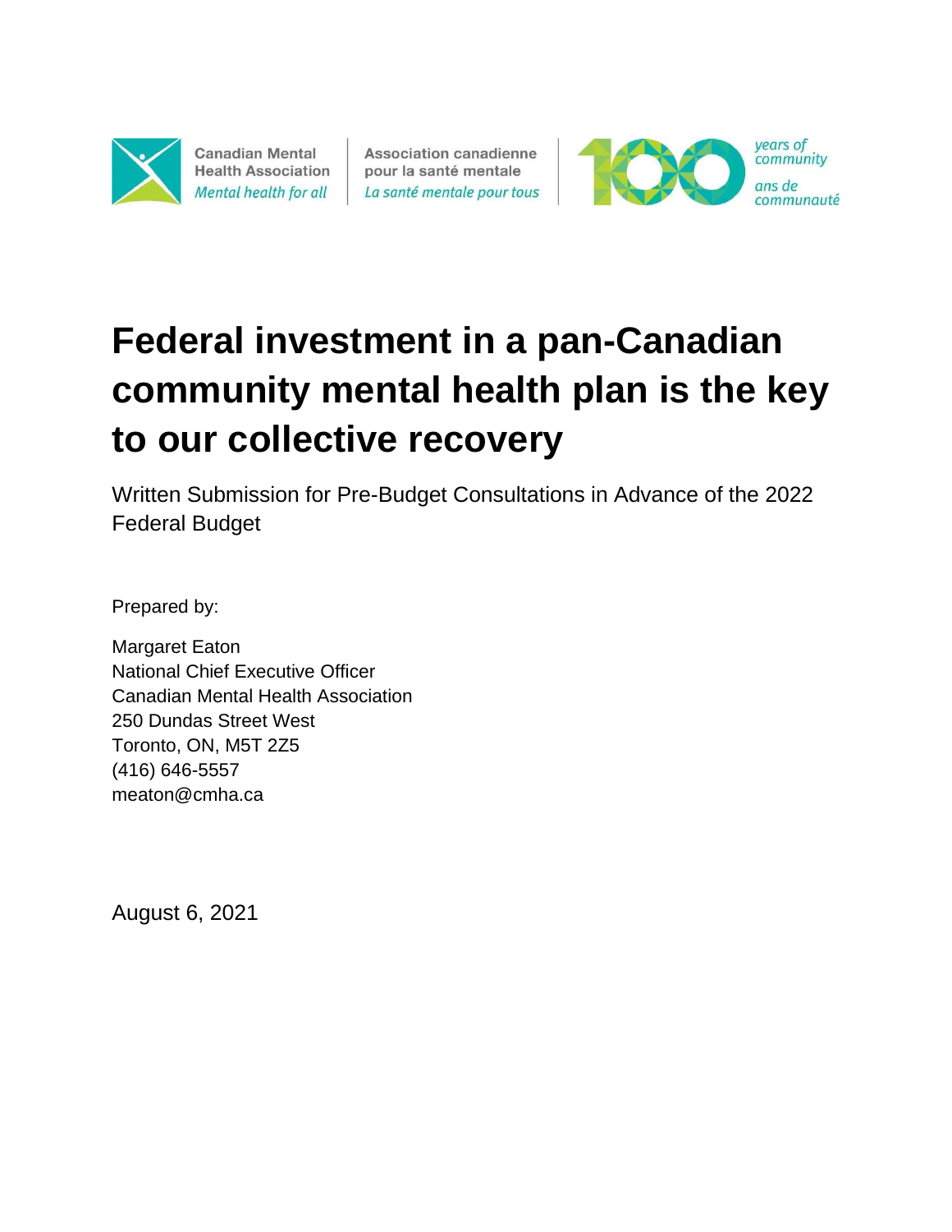Canadian Mental Health Association
*Mental health for all*

Association canadienne pour la santé mentale
*La santé mentale pour tous*

100 *years of community* / *ans de communauté*

# Federal investment in a pan-Canadian community mental health plan is the key to our collective recovery

Written Submission for Pre-Budget Consultations in Advance of the 2022 Federal Budget

Prepared by:

Margaret Eaton
National Chief Executive Officer
Canadian Mental Health Association
250 Dundas Street West
Toronto, ON, M5T 2Z5
(416) 646-5557
meaton@cmha.ca

August 6, 2021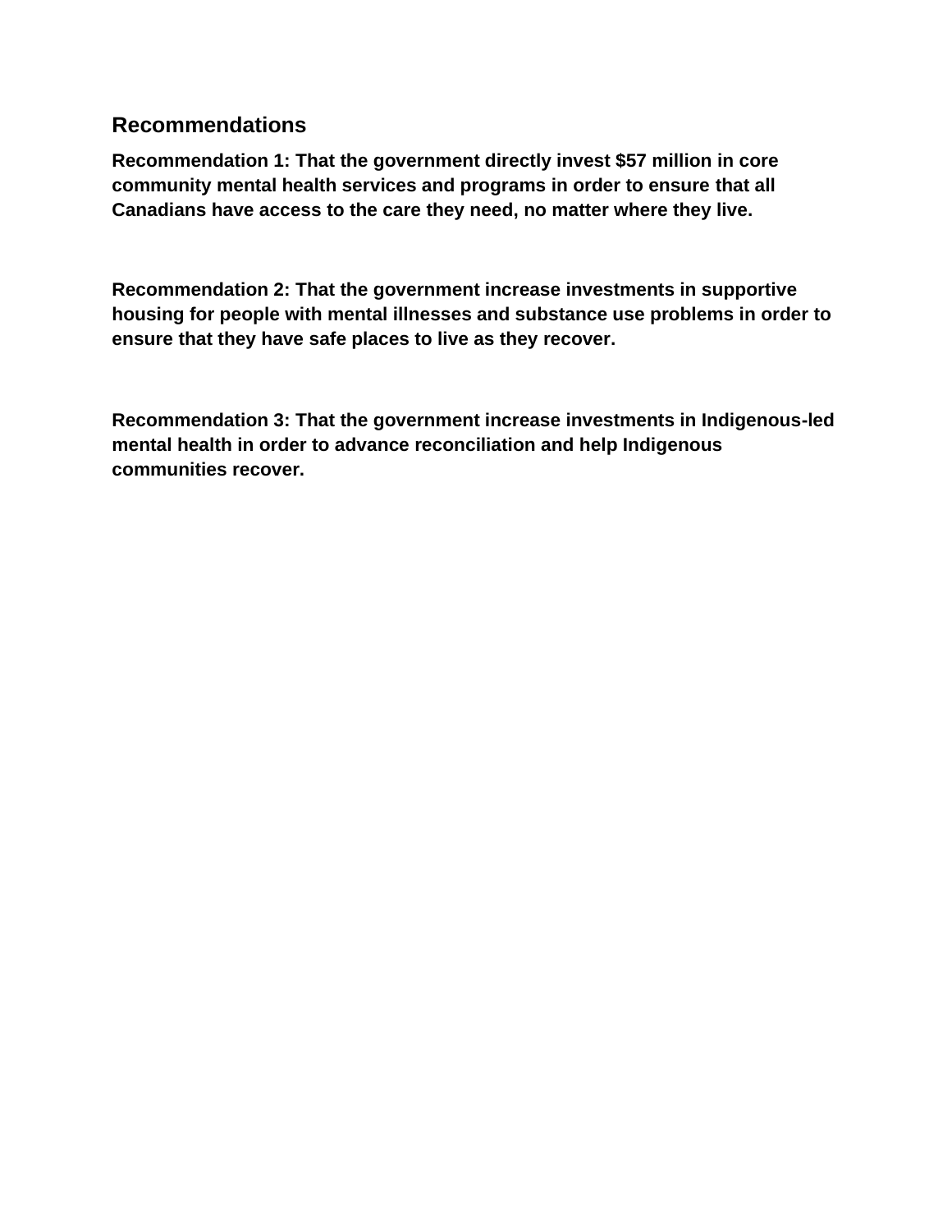## Recommendations

**Recommendation 1: That the government directly invest $57 million in core community mental health services and programs in order to ensure that all Canadians have access to the care they need, no matter where they live.**

**Recommendation 2: That the government increase investments in supportive housing for people with mental illnesses and substance use problems in order to ensure that they have safe places to live as they recover.**

**Recommendation 3: That the government increase investments in Indigenous-led mental health in order to advance reconciliation and help Indigenous communities recover.**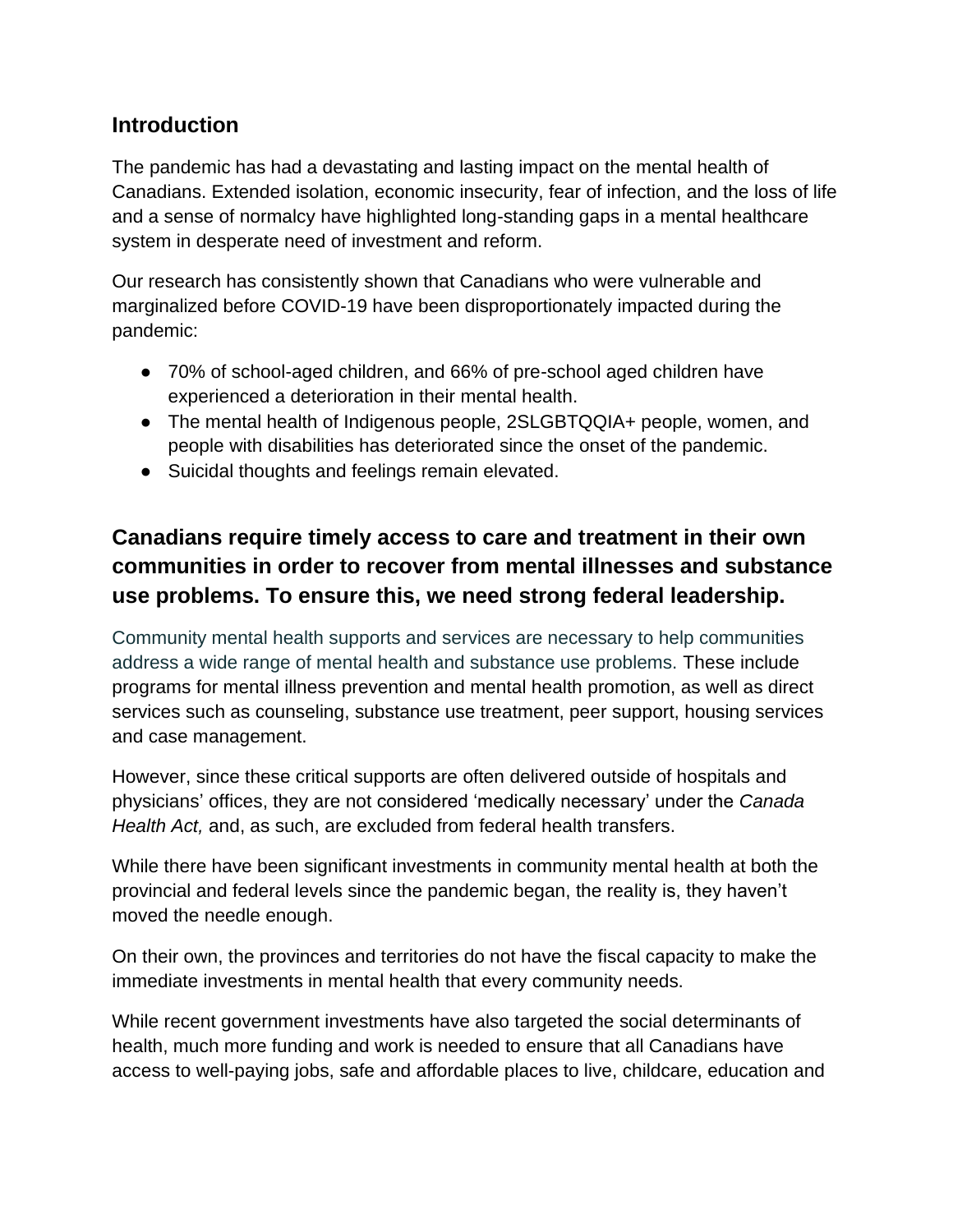## Introduction

The pandemic has had a devastating and lasting impact on the mental health of Canadians. Extended isolation, economic insecurity, fear of infection, and the loss of life and a sense of normalcy have highlighted long-standing gaps in a mental healthcare system in desperate need of investment and reform.

Our research has consistently shown that Canadians who were vulnerable and marginalized before COVID-19 have been disproportionately impacted during the pandemic:

- 70% of school-aged children, and 66% of pre-school aged children have experienced a deterioration in their mental health.
- The mental health of Indigenous people, 2SLGBTQQIA+ people, women, and people with disabilities has deteriorated since the onset of the pandemic.
- Suicidal thoughts and feelings remain elevated.

## Canadians require timely access to care and treatment in their own communities in order to recover from mental illnesses and substance use problems. To ensure this, we need strong federal leadership.

Community mental health supports and services are necessary to help communities address a wide range of mental health and substance use problems. These include programs for mental illness prevention and mental health promotion, as well as direct services such as counseling, substance use treatment, peer support, housing services and case management.

However, since these critical supports are often delivered outside of hospitals and physicians' offices, they are not considered 'medically necessary' under the *Canada Health Act,* and, as such, are excluded from federal health transfers.

While there have been significant investments in community mental health at both the provincial and federal levels since the pandemic began, the reality is, they haven't moved the needle enough.

On their own, the provinces and territories do not have the fiscal capacity to make the immediate investments in mental health that every community needs.

While recent government investments have also targeted the social determinants of health, much more funding and work is needed to ensure that all Canadians have access to well-paying jobs, safe and affordable places to live, childcare, education and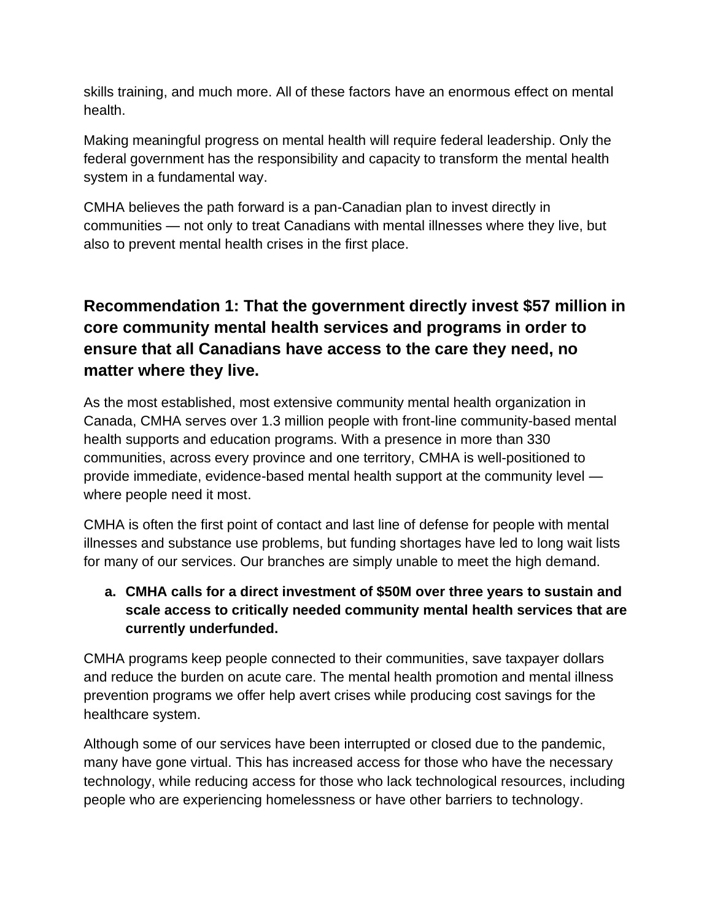skills training, and much more. All of these factors have an enormous effect on mental health.

Making meaningful progress on mental health will require federal leadership. Only the federal government has the responsibility and capacity to transform the mental health system in a fundamental way.

CMHA believes the path forward is a pan-Canadian plan to invest directly in communities — not only to treat Canadians with mental illnesses where they live, but also to prevent mental health crises in the first place.

## Recommendation 1: That the government directly invest $57 million in core community mental health services and programs in order to ensure that all Canadians have access to the care they need, no matter where they live.

As the most established, most extensive community mental health organization in Canada, CMHA serves over 1.3 million people with front-line community-based mental health supports and education programs. With a presence in more than 330 communities, across every province and one territory, CMHA is well-positioned to provide immediate, evidence-based mental health support at the community level — where people need it most.

CMHA is often the first point of contact and last line of defense for people with mental illnesses and substance use problems, but funding shortages have led to long wait lists for many of our services. Our branches are simply unable to meet the high demand.

**a. CMHA calls for a direct investment of $50M over three years to sustain and scale access to critically needed community mental health services that are currently underfunded.**

CMHA programs keep people connected to their communities, save taxpayer dollars and reduce the burden on acute care. The mental health promotion and mental illness prevention programs we offer help avert crises while producing cost savings for the healthcare system.

Although some of our services have been interrupted or closed due to the pandemic, many have gone virtual. This has increased access for those who have the necessary technology, while reducing access for those who lack technological resources, including people who are experiencing homelessness or have other barriers to technology.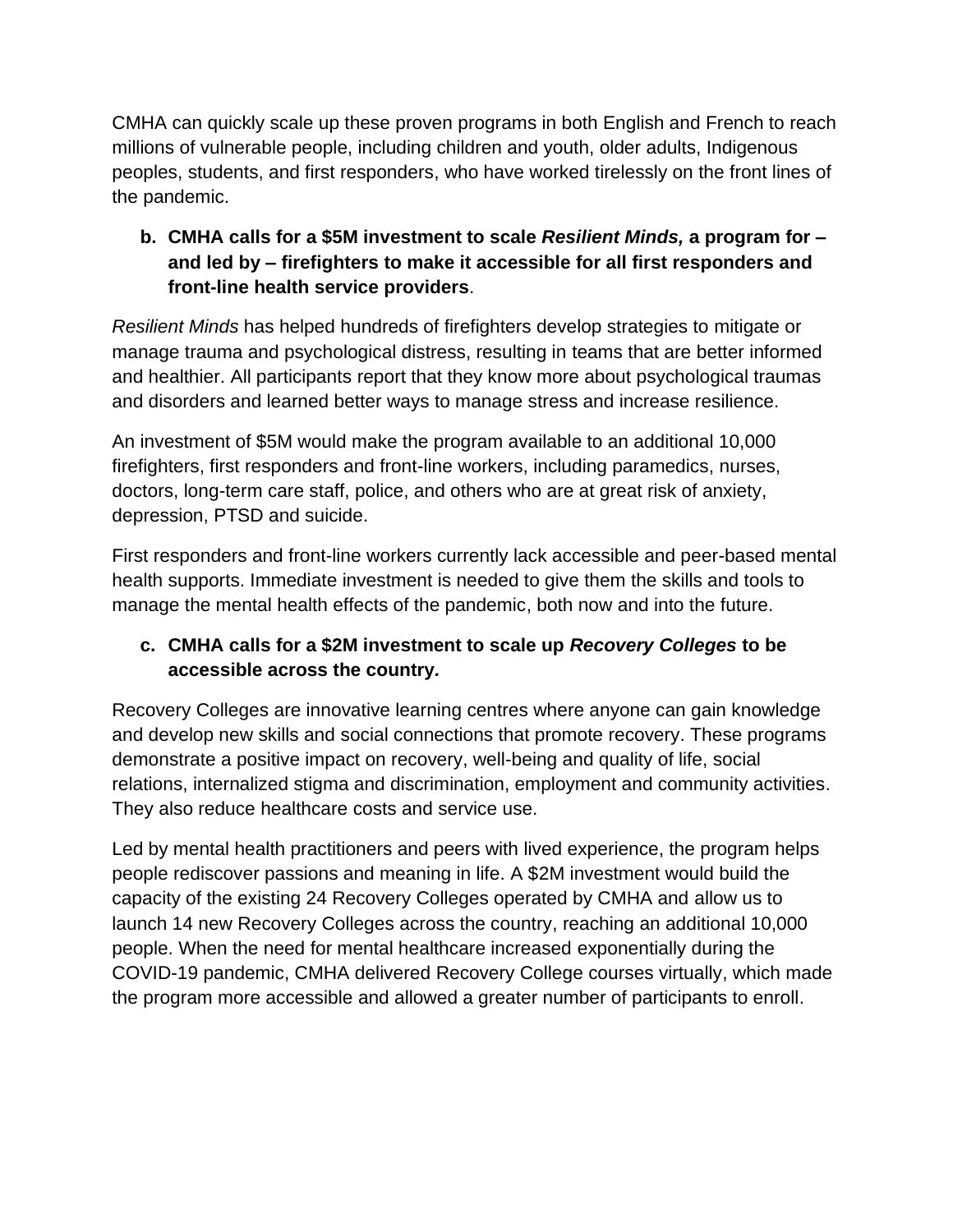CMHA can quickly scale up these proven programs in both English and French to reach millions of vulnerable people, including children and youth, older adults, Indigenous peoples, students, and first responders, who have worked tirelessly on the front lines of the pandemic.

**b. CMHA calls for a $5M investment to scale *Resilient Minds,* a program for – and led by – firefighters to make it accessible for all first responders and front-line health service providers**.

*Resilient Minds* has helped hundreds of firefighters develop strategies to mitigate or manage trauma and psychological distress, resulting in teams that are better informed and healthier. All participants report that they know more about psychological traumas and disorders and learned better ways to manage stress and increase resilience.

An investment of $5M would make the program available to an additional 10,000 firefighters, first responders and front-line workers, including paramedics, nurses, doctors, long-term care staff, police, and others who are at great risk of anxiety, depression, PTSD and suicide.

First responders and front-line workers currently lack accessible and peer-based mental health supports. Immediate investment is needed to give them the skills and tools to manage the mental health effects of the pandemic, both now and into the future.

**c. CMHA calls for a $2M investment to scale up *Recovery Colleges* to be accessible across the country.**

Recovery Colleges are innovative learning centres where anyone can gain knowledge and develop new skills and social connections that promote recovery. These programs demonstrate a positive impact on recovery, well-being and quality of life, social relations, internalized stigma and discrimination, employment and community activities. They also reduce healthcare costs and service use.

Led by mental health practitioners and peers with lived experience, the program helps people rediscover passions and meaning in life. A $2M investment would build the capacity of the existing 24 Recovery Colleges operated by CMHA and allow us to launch 14 new Recovery Colleges across the country, reaching an additional 10,000 people. When the need for mental healthcare increased exponentially during the COVID-19 pandemic, CMHA delivered Recovery College courses virtually, which made the program more accessible and allowed a greater number of participants to enroll.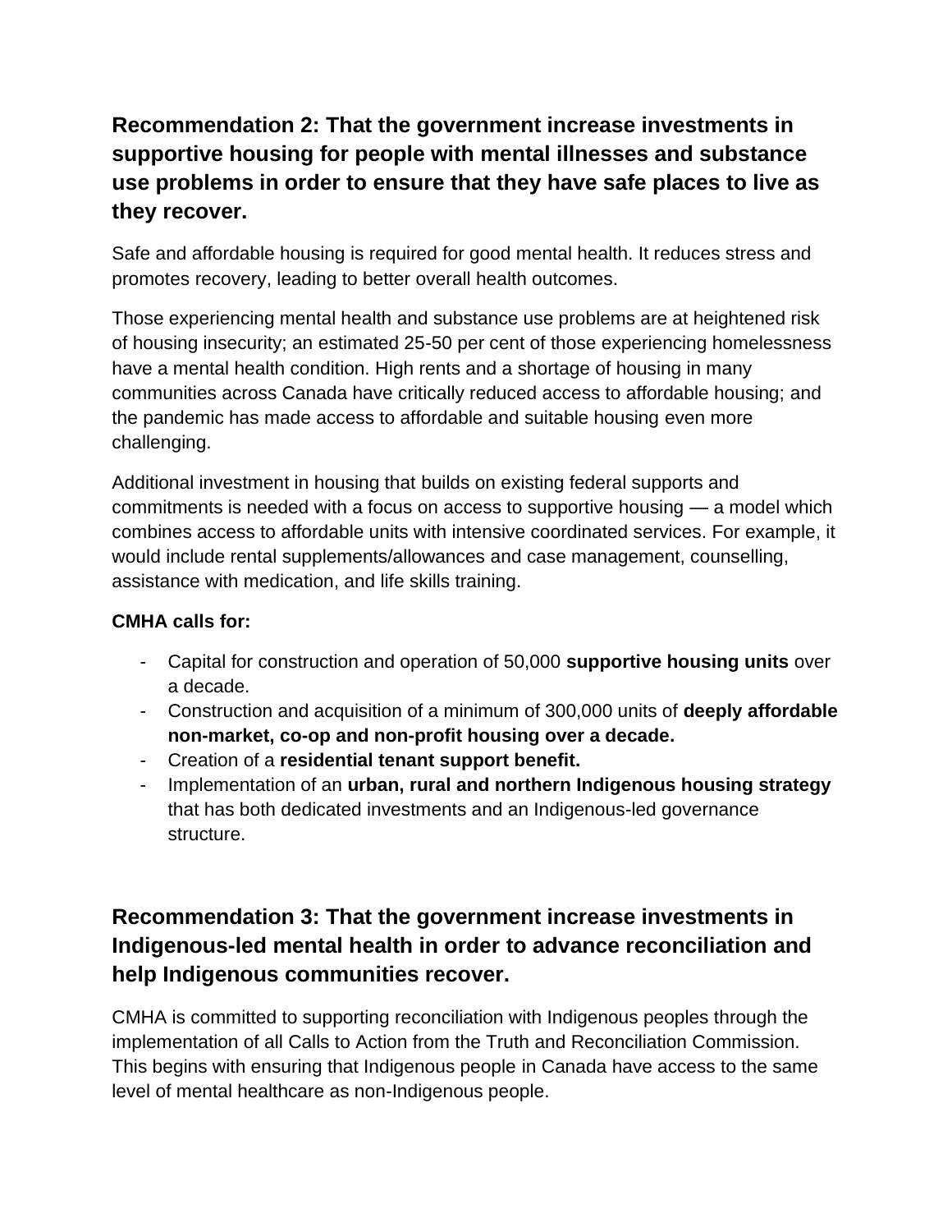## Recommendation 2: That the government increase investments in supportive housing for people with mental illnesses and substance use problems in order to ensure that they have safe places to live as they recover.

Safe and affordable housing is required for good mental health. It reduces stress and promotes recovery, leading to better overall health outcomes.

Those experiencing mental health and substance use problems are at heightened risk of housing insecurity; an estimated 25-50 per cent of those experiencing homelessness have a mental health condition. High rents and a shortage of housing in many communities across Canada have critically reduced access to affordable housing; and the pandemic has made access to affordable and suitable housing even more challenging.

Additional investment in housing that builds on existing federal supports and commitments is needed with a focus on access to supportive housing — a model which combines access to affordable units with intensive coordinated services. For example, it would include rental supplements/allowances and case management, counselling, assistance with medication, and life skills training.

**CMHA calls for:**

- Capital for construction and operation of 50,000 **supportive housing units** over a decade.
- Construction and acquisition of a minimum of 300,000 units of **deeply affordable non-market, co-op and non-profit housing over a decade.**
- Creation of a **residential tenant support benefit.**
- Implementation of an **urban, rural and northern Indigenous housing strategy** that has both dedicated investments and an Indigenous-led governance structure.

## Recommendation 3: That the government increase investments in Indigenous-led mental health in order to advance reconciliation and help Indigenous communities recover.

CMHA is committed to supporting reconciliation with Indigenous peoples through the implementation of all Calls to Action from the Truth and Reconciliation Commission. This begins with ensuring that Indigenous people in Canada have access to the same level of mental healthcare as non-Indigenous people.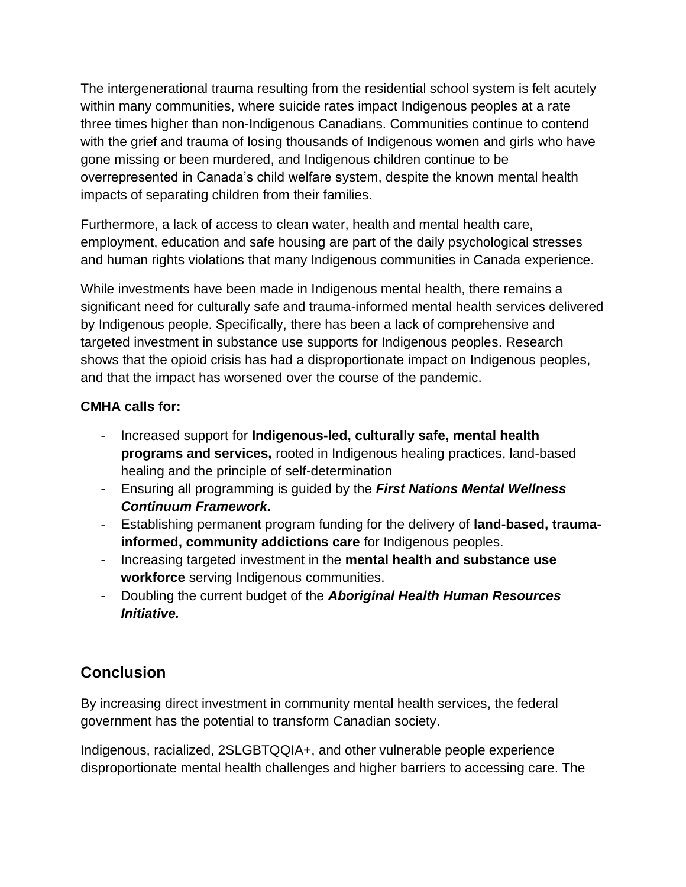The intergenerational trauma resulting from the residential school system is felt acutely within many communities, where suicide rates impact Indigenous peoples at a rate three times higher than non-Indigenous Canadians. Communities continue to contend with the grief and trauma of losing thousands of Indigenous women and girls who have gone missing or been murdered, and Indigenous children continue to be overrepresented in Canada's child welfare system, despite the known mental health impacts of separating children from their families.

Furthermore, a lack of access to clean water, health and mental health care, employment, education and safe housing are part of the daily psychological stresses and human rights violations that many Indigenous communities in Canada experience.

While investments have been made in Indigenous mental health, there remains a significant need for culturally safe and trauma-informed mental health services delivered by Indigenous people. Specifically, there has been a lack of comprehensive and targeted investment in substance use supports for Indigenous peoples. Research shows that the opioid crisis has had a disproportionate impact on Indigenous peoples, and that the impact has worsened over the course of the pandemic.

**CMHA calls for:**

- Increased support for **Indigenous-led, culturally safe, mental health programs and services,** rooted in Indigenous healing practices, land-based healing and the principle of self-determination
- Ensuring all programming is guided by the ***First Nations Mental Wellness Continuum Framework.***
- Establishing permanent program funding for the delivery of **land-based, trauma-informed, community addictions care** for Indigenous peoples.
- Increasing targeted investment in the **mental health and substance use workforce** serving Indigenous communities.
- Doubling the current budget of the ***Aboriginal Health Human Resources Initiative.***

## Conclusion

By increasing direct investment in community mental health services, the federal government has the potential to transform Canadian society.

Indigenous, racialized, 2SLGBTQQIA+, and other vulnerable people experience disproportionate mental health challenges and higher barriers to accessing care. The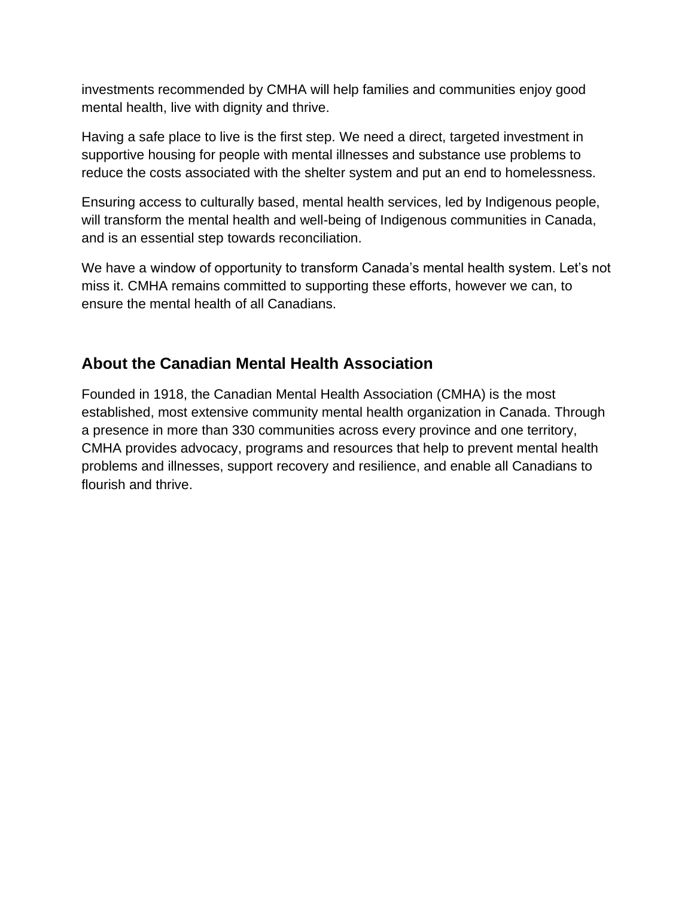investments recommended by CMHA will help families and communities enjoy good mental health, live with dignity and thrive.

Having a safe place to live is the first step. We need a direct, targeted investment in supportive housing for people with mental illnesses and substance use problems to reduce the costs associated with the shelter system and put an end to homelessness.

Ensuring access to culturally based, mental health services, led by Indigenous people, will transform the mental health and well-being of Indigenous communities in Canada, and is an essential step towards reconciliation.

We have a window of opportunity to transform Canada's mental health system. Let's not miss it. CMHA remains committed to supporting these efforts, however we can, to ensure the mental health of all Canadians.

## About the Canadian Mental Health Association

Founded in 1918, the Canadian Mental Health Association (CMHA) is the most established, most extensive community mental health organization in Canada. Through a presence in more than 330 communities across every province and one territory, CMHA provides advocacy, programs and resources that help to prevent mental health problems and illnesses, support recovery and resilience, and enable all Canadians to flourish and thrive.